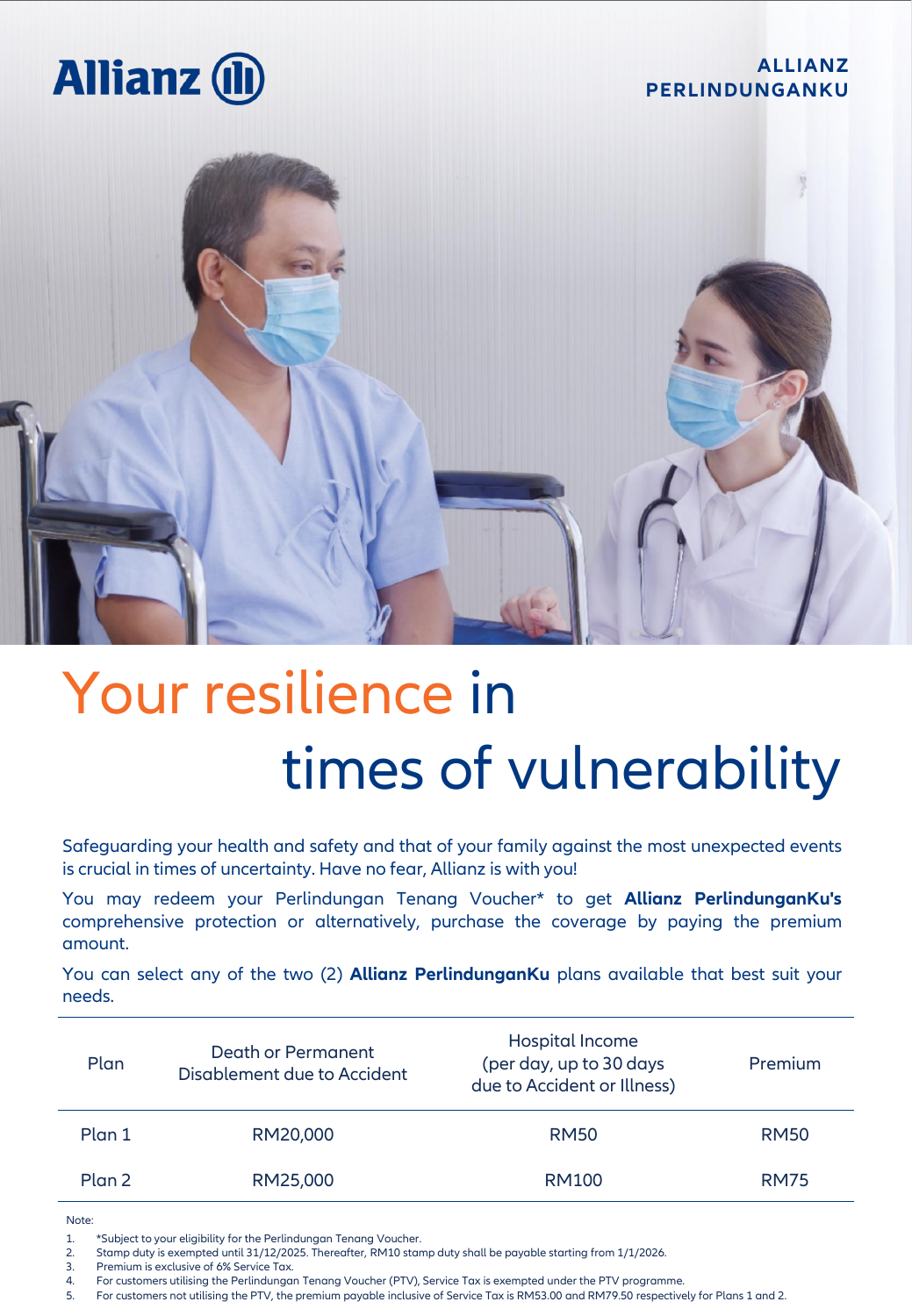Allianz

**ALLIANZ PERLINDUNGANKU**

# Your resilience in times of vulnerability

Safeguarding your health and safety and that of your family against the most unexpected events is crucial in times of uncertainty. Have no fear, Allianz is with you!

You may redeem your Perlindungan Tenang Voucher* to get **Allianz PerlindunganKu's** comprehensive protection or alternatively, purchase the coverage by paying the premium amount.

You can select any of the two (2) **Allianz PerlindunganKu** plans available that best suit your needs.

| Plan | Death or Permanent Disablement due to Accident | Hospital Income (per day, up to 30 days due to Accident or Illness) | Premium |
|---|---|---|---|
| Plan 1 | RM20,000 | RM50 | RM50 |
| Plan 2 | RM25,000 | RM100 | RM75 |

Note:

1. *Subject to your eligibility for the Perlindungan Tenang Voucher.
2. Stamp duty is exempted until 31/12/2025. Thereafter, RM10 stamp duty shall be payable starting from 1/1/2026.
3. Premium is exclusive of 6% Service Tax.
4. For customers utilising the Perlindungan Tenang Voucher (PTV), Service Tax is exempted under the PTV programme.
5. For customers not utilising the PTV, the premium payable inclusive of Service Tax is RM53.00 and RM79.50 respectively for Plans 1 and 2.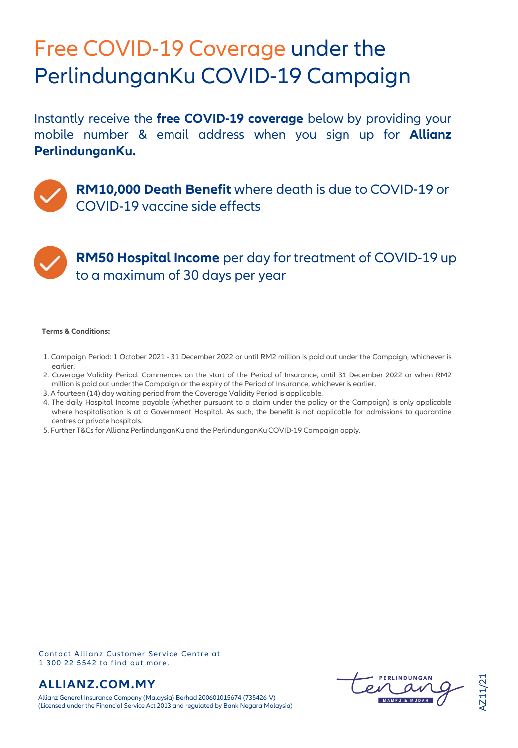# Free COVID-19 Coverage under the PerlindunganKu COVID-19 Campaign

Instantly receive the **free COVID-19 coverage** below by providing your mobile number & email address when you sign up for **Allianz PerlindunganKu.**

- **RM10,000 Death Benefit** where death is due to COVID-19 or COVID-19 vaccine side effects

- **RM50 Hospital Income** per day for treatment of COVID-19 up to a maximum of 30 days per year

**Terms & Conditions:**

1. Campaign Period: 1 October 2021 - 31 December 2022 or until RM2 million is paid out under the Campaign, whichever is earlier.
2. Coverage Validity Period: Commences on the start of the Period of Insurance, until 31 December 2022 or when RM2 million is paid out under the Campaign or the expiry of the Period of Insurance, whichever is earlier.
3. A fourteen (14) day waiting period from the Coverage Validity Period is applicable.
4. The daily Hospital Income payable (whether pursuant to a claim under the policy or the Campaign) is only applicable where hospitalisation is at a Government Hospital. As such, the benefit is not applicable for admissions to quarantine centres or private hospitals.
5. Further T&Cs for Allianz PerlindunganKu and the PerlindunganKu COVID-19 Campaign apply.

Contact Allianz Customer Service Centre at 1 300 22 5542 to find out more.

**ALLIANZ.COM.MY**

Allianz General Insurance Company (Malaysia) Berhad 200601015674 (735426-V)
(Licensed under the Financial Service Act 2013 and regulated by Bank Negara Malaysia)

PERLINDUNGAN tenang MAMPU & MUDAH

AZ11/21